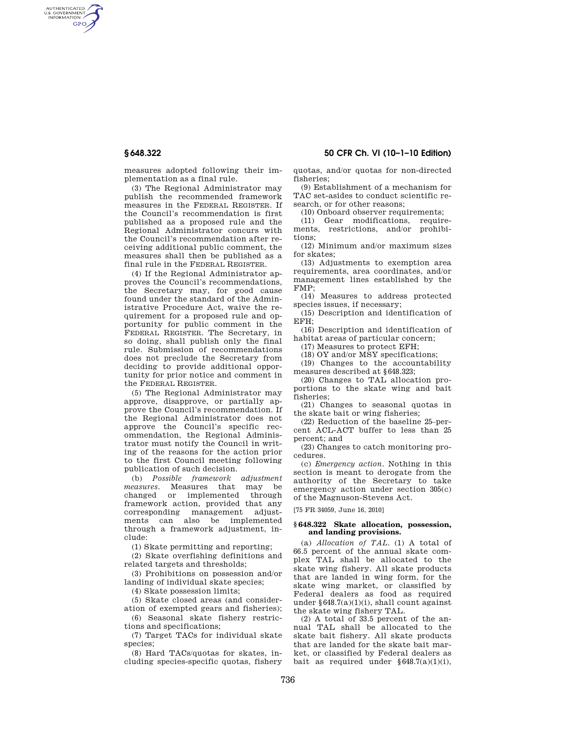measures adopted following their implementation as a final rule.

(3) The Regional Administrator may publish the recommended framework measures in the FEDERAL REGISTER. If the Council's recommendation is first published as a proposed rule and the Regional Administrator concurs with the Council's recommendation after receiving additional public comment, the measures shall then be published as a final rule in the FEDERAL REGISTER.

(4) If the Regional Administrator approves the Council's recommendations, the Secretary may, for good cause found under the standard of the Administrative Procedure Act, waive the requirement for a proposed rule and opportunity for public comment in the FEDERAL REGISTER. The Secretary, in so doing, shall publish only the final rule. Submission of recommendations does not preclude the Secretary from deciding to provide additional opportunity for prior notice and comment in the FEDERAL REGISTER.

(5) The Regional Administrator may approve, disapprove, or partially approve the Council's recommendation. If the Regional Administrator does not approve the Council's specific recommendation, the Regional Administrator must notify the Council in writing of the reasons for the action prior to the first Council meeting following publication of such decision.

(b) *Possible framework adjustment measures*. Measures that may be changed or implemented through framework action, provided that any corresponding management adjustments can also be implemented through a framework adjustment, include:

(1) Skate permitting and reporting;

(2) Skate overfishing definitions and related targets and thresholds;

(3) Prohibitions on possession and/or landing of individual skate species;

(4) Skate possession limits;

(5) Skate closed areas (and consideration of exempted gears and fisheries);

(6) Seasonal skate fishery restrictions and specifications;

(7) Target TACs for individual skate species;

(8) Hard TACs/quotas for skates, including species-specific quotas, fishery quotas, and/or quotas for non-directed fisheries;

(9) Establishment of a mechanism for TAC set-asides to conduct scientific research, or for other reasons;

(10) Onboard observer requirements;

(11) Gear modifications, requirements, restrictions, and/or prohibitions;

(12) Minimum and/or maximum sizes for skates;

(13) Adjustments to exemption area requirements, area coordinates, and/or management lines established by the FMP;

(14) Measures to address protected species issues, if necessary;

(15) Description and identification of EFH;

(16) Description and identification of habitat areas of particular concern;

(17) Measures to protect EFH;

(18) OY and/or MSY specifications;

(19) Changes to the accountability measures described at §648.323;

(20) Changes to TAL allocation proportions to the skate wing and bait fisheries;

(21) Changes to seasonal quotas in the skate bait or wing fisheries;

(22) Reduction of the baseline 25–percent ACL-ACT buffer to less than 25 percent; and

(23) Changes to catch monitoring procedures.

(c) *Emergency action*. Nothing in this section is meant to derogate from the authority of the Secretary to take emergency action under section 305(c) of the Magnuson-Stevens Act.

[75 FR 34059, June 16, 2010]

## §648.322 Skate allocation, possession, and landing provisions.

(a) *Allocation of TAL*. (1) A total of 66.5 percent of the annual skate complex TAL shall be allocated to the skate wing fishery. All skate products that are landed in wing form, for the skate wing market, or classified by Federal dealers as food as required under §648.7(a)(1)(i), shall count against the skate wing fishery TAL.

(2) A total of 33.5 percent of the annual TAL shall be allocated to the skate bait fishery. All skate products that are landed for the skate bait market, or classified by Federal dealers as bait as required under §648.7(a)(1)(i),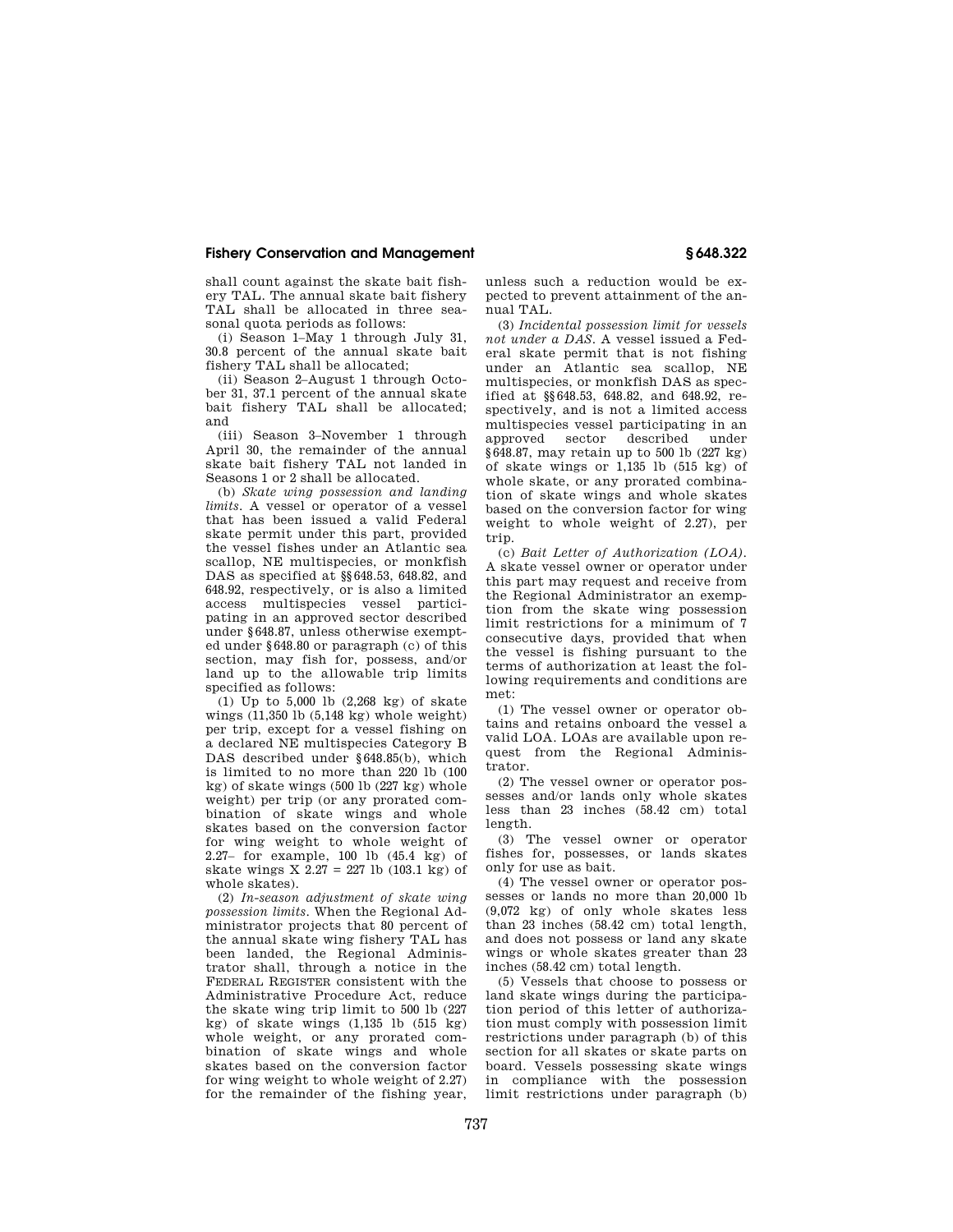shall count against the skate bait fishery TAL. The annual skate bait fishery TAL shall be allocated in three seasonal quota periods as follows:

(i) Season 1–May 1 through July 31, 30.8 percent of the annual skate bait fishery TAL shall be allocated;

(ii) Season 2–August 1 through October 31, 37.1 percent of the annual skate bait fishery TAL shall be allocated; and

(iii) Season 3–November 1 through April 30, the remainder of the annual skate bait fishery TAL not landed in Seasons 1 or 2 shall be allocated.

(b) *Skate wing possession and landing limits.* A vessel or operator of a vessel that has been issued a valid Federal skate permit under this part, provided the vessel fishes under an Atlantic sea scallop, NE multispecies, or monkfish DAS as specified at §§ 648.53, 648.82, and 648.92, respectively, or is also a limited access multispecies vessel participating in an approved sector described under § 648.87, unless otherwise exempted under § 648.80 or paragraph (c) of this section, may fish for, possess, and/or land up to the allowable trip limits specified as follows:

(1) Up to 5,000 lb (2,268 kg) of skate wings (11,350 lb (5,148 kg) whole weight) per trip, except for a vessel fishing on a declared NE multispecies Category B DAS described under § 648.85(b), which is limited to no more than 220 lb (100 kg) of skate wings (500 lb (227 kg) whole weight) per trip (or any prorated combination of skate wings and whole skates based on the conversion factor for wing weight to whole weight of 2.27– for example, 100 lb (45.4 kg) of skate wings X 2.27 = 227 lb (103.1 kg) of whole skates).

(2) *In-season adjustment of skate wing possession limits.* When the Regional Administrator projects that 80 percent of the annual skate wing fishery TAL has been landed, the Regional Administrator shall, through a notice in the FEDERAL REGISTER consistent with the Administrative Procedure Act, reduce the skate wing trip limit to 500 lb (227 kg) of skate wings (1,135 lb (515 kg) whole weight, or any prorated combination of skate wings and whole skates based on the conversion factor for wing weight to whole weight of 2.27) for the remainder of the fishing year, unless such a reduction would be expected to prevent attainment of the annual TAL.

(3) *Incidental possession limit for vessels not under a DAS.* A vessel issued a Federal skate permit that is not fishing under an Atlantic sea scallop, NE multispecies, or monkfish DAS as specified at §§ 648.53, 648.82, and 648.92, respectively, and is not a limited access multispecies vessel participating in an approved sector described under § 648.87, may retain up to 500 lb (227 kg) of skate wings or 1,135 lb (515 kg) of whole skate, or any prorated combination of skate wings and whole skates based on the conversion factor for wing weight to whole weight of 2.27), per trip.

(c) *Bait Letter of Authorization (LOA).* A skate vessel owner or operator under this part may request and receive from the Regional Administrator an exemption from the skate wing possession limit restrictions for a minimum of 7 consecutive days, provided that when the vessel is fishing pursuant to the terms of authorization at least the following requirements and conditions are met:

(1) The vessel owner or operator obtains and retains onboard the vessel a valid LOA. LOAs are available upon request from the Regional Administrator.

(2) The vessel owner or operator possesses and/or lands only whole skates less than 23 inches (58.42 cm) total length.

(3) The vessel owner or operator fishes for, possesses, or lands skates only for use as bait.

(4) The vessel owner or operator possesses or lands no more than 20,000 lb (9,072 kg) of only whole skates less than 23 inches (58.42 cm) total length, and does not possess or land any skate wings or whole skates greater than 23 inches (58.42 cm) total length.

(5) Vessels that choose to possess or land skate wings during the participation period of this letter of authorization must comply with possession limit restrictions under paragraph (b) of this section for all skates or skate parts on board. Vessels possessing skate wings in compliance with the possession limit restrictions under paragraph (b)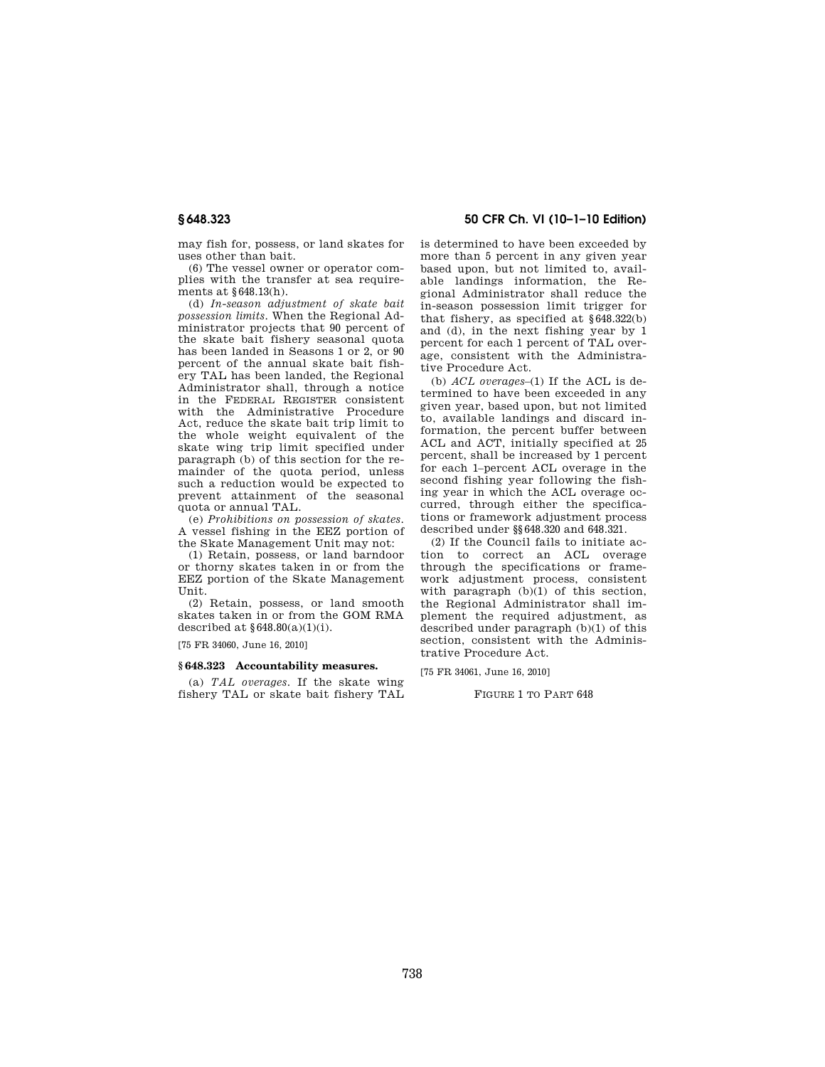may fish for, possess, or land skates for uses other than bait.

(6) The vessel owner or operator complies with the transfer at sea requirements at §648.13(h).

(d) *In-season adjustment of skate bait possession limits.* When the Regional Administrator projects that 90 percent of the skate bait fishery seasonal quota has been landed in Seasons 1 or 2, or 90 percent of the annual skate bait fishery TAL has been landed, the Regional Administrator shall, through a notice in the FEDERAL REGISTER consistent with the Administrative Procedure Act, reduce the skate bait trip limit to the whole weight equivalent of the skate wing trip limit specified under paragraph (b) of this section for the remainder of the quota period, unless such a reduction would be expected to prevent attainment of the seasonal quota or annual TAL.

(e) *Prohibitions on possession of skates.* A vessel fishing in the EEZ portion of the Skate Management Unit may not:

(1) Retain, possess, or land barndoor or thorny skates taken in or from the EEZ portion of the Skate Management Unit.

(2) Retain, possess, or land smooth skates taken in or from the GOM RMA described at §648.80(a)(1)(i).

[75 FR 34060, June 16, 2010]

### §648.323 Accountability measures.

(a) *TAL overages.* If the skate wing fishery TAL or skate bait fishery TAL is determined to have been exceeded by more than 5 percent in any given year based upon, but not limited to, available landings information, the Regional Administrator shall reduce the in-season possession limit trigger for that fishery, as specified at §648.322(b) and (d), in the next fishing year by 1 percent for each 1 percent of TAL overage, consistent with the Administrative Procedure Act.

(b) *ACL overages*–(1) If the ACL is determined to have been exceeded in any given year, based upon, but not limited to, available landings and discard information, the percent buffer between ACL and ACT, initially specified at 25 percent, shall be increased by 1 percent for each 1–percent ACL overage in the second fishing year following the fishing year in which the ACL overage occurred, through either the specifications or framework adjustment process described under §§648.320 and 648.321.

(2) If the Council fails to initiate action to correct an ACL overage through the specifications or framework adjustment process, consistent with paragraph (b)(1) of this section, the Regional Administrator shall implement the required adjustment, as described under paragraph (b)(1) of this section, consistent with the Administrative Procedure Act.

[75 FR 34061, June 16, 2010]

FIGURE 1 TO PART 648